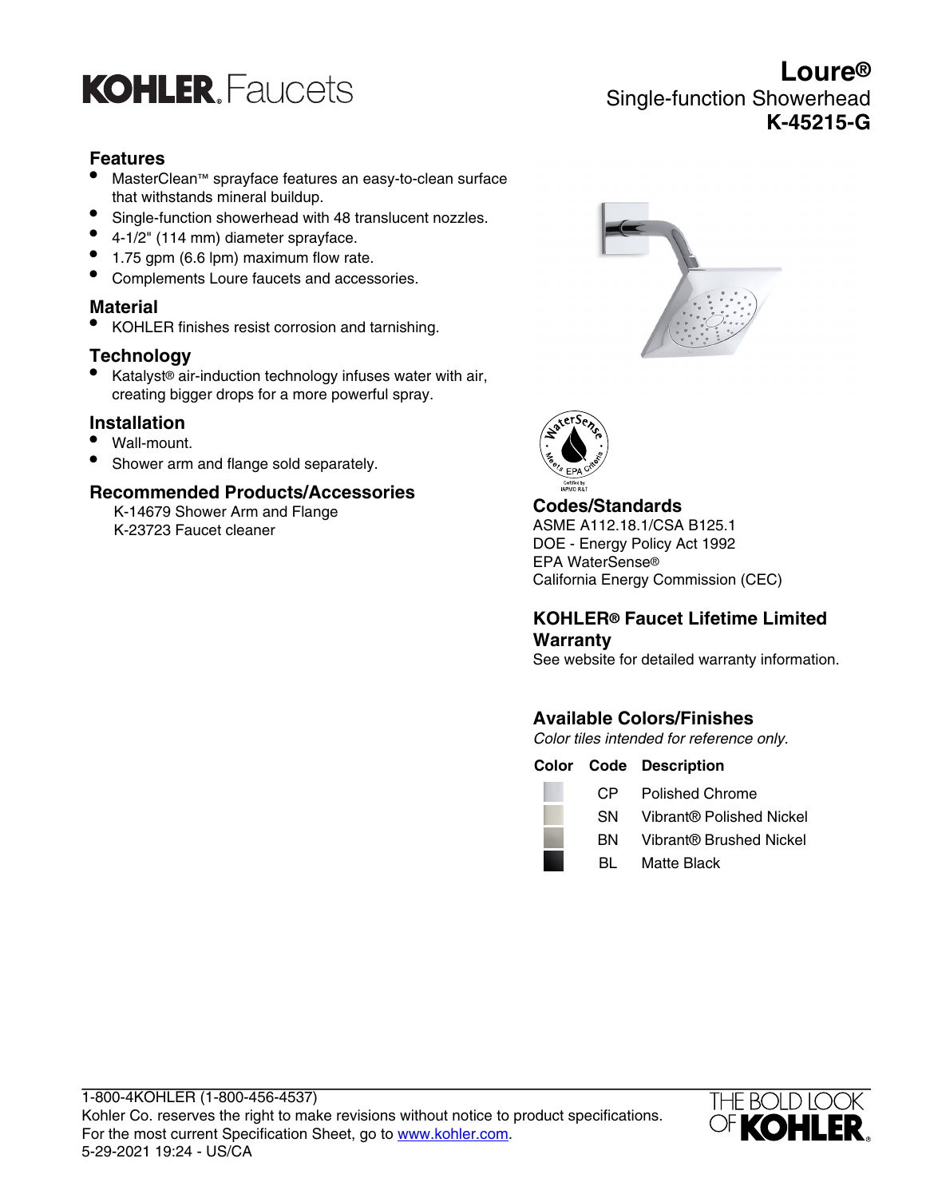# KOHLER. Faucets

## Loure®
Single-function Showerhead
**K-45215-G**

### Features

- MasterClean™ sprayface features an easy-to-clean surface that withstands mineral buildup.
- Single-function showerhead with 48 translucent nozzles.
- 4-1/2" (114 mm) diameter sprayface.
- 1.75 gpm (6.6 lpm) maximum flow rate.
- Complements Loure faucets and accessories.

### Material

- KOHLER finishes resist corrosion and tarnishing.

### Technology

- Katalyst® air-induction technology infuses water with air, creating bigger drops for a more powerful spray.

### Installation

- Wall-mount.
- Shower arm and flange sold separately.

### Recommended Products/Accessories

K-14679 Shower Arm and Flange
K-23723 Faucet cleaner

WaterSense Meets EPA Criteria
Certified by IAPMO R&T

### Codes/Standards

ASME A112.18.1/CSA B125.1
DOE - Energy Policy Act 1992
EPA WaterSense®
California Energy Commission (CEC)

### KOHLER® Faucet Lifetime Limited Warranty

See website for detailed warranty information.

### Available Colors/Finishes

*Color tiles intended for reference only.*

| Color | Code | Description |
| --- | --- | --- |
| | CP | Polished Chrome |
| | SN | Vibrant® Polished Nickel |
| | BN | Vibrant® Brushed Nickel |
| | BL | Matte Black |

1-800-4KOHLER (1-800-456-4537)
Kohler Co. reserves the right to make revisions without notice to product specifications.
For the most current Specification Sheet, go to www.kohler.com.
5-29-2021 19:24 - US/CA

THE BOLD LOOK OF KOHLER.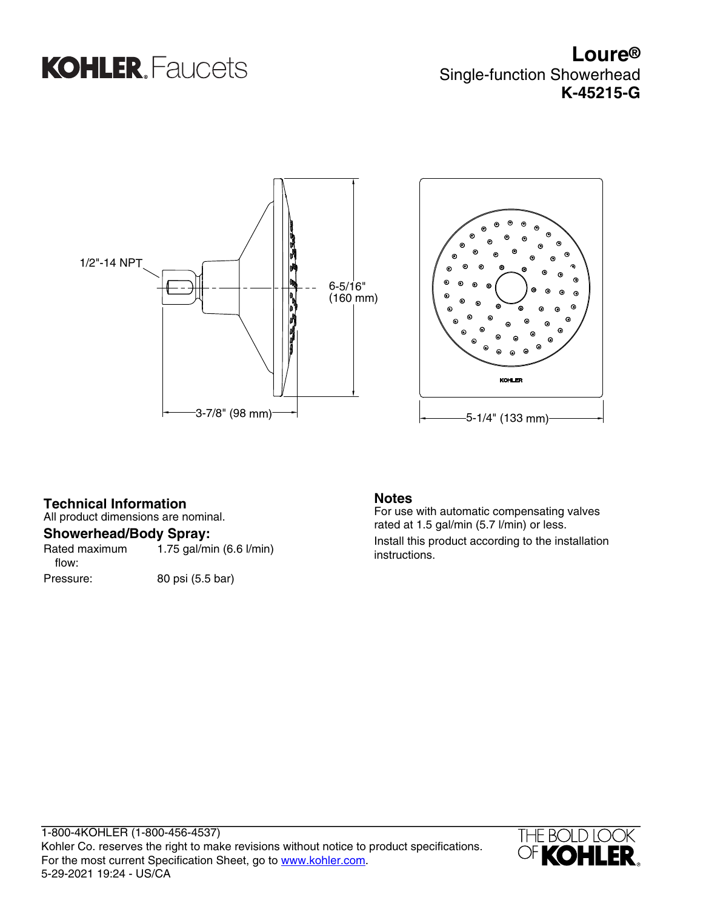KOHLER. Faucets

# Loure®

Single-function Showerhead

**K-45215-G**

1/2"-14 NPT

6-5/16" (160 mm)

3-7/8" (98 mm)

KOHLER

5-1/4" (133 mm)

## Technical Information

All product dimensions are nominal.

### Showerhead/Body Spray:

| | |
|---|---|
| Rated maximum flow: | 1.75 gal/min (6.6 l/min) |
| Pressure: | 80 psi (5.5 bar) |

## Notes

For use with automatic compensating valves rated at 1.5 gal/min (5.7 l/min) or less.

Install this product according to the installation instructions.

1-800-4KOHLER (1-800-456-4537)
Kohler Co. reserves the right to make revisions without notice to product specifications.
For the most current Specification Sheet, go to www.kohler.com.
5-29-2021 19:24 - US/CA

THE BOLD LOOK OF KOHLER.